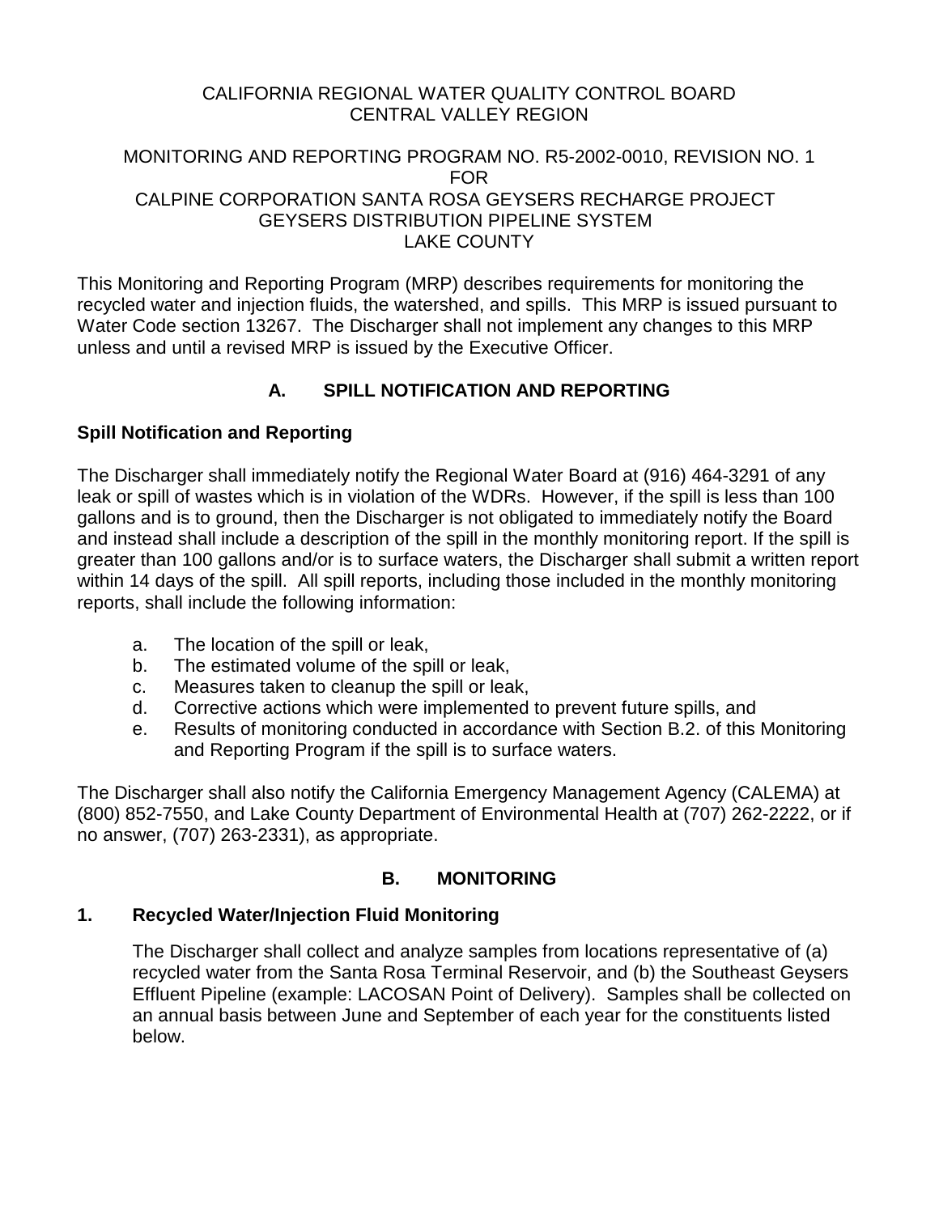CALIFORNIA REGIONAL WATER QUALITY CONTROL BOARD
CENTRAL VALLEY REGION

MONITORING AND REPORTING PROGRAM NO. R5-2002-0010, REVISION NO. 1
FOR
CALPINE CORPORATION SANTA ROSA GEYSERS RECHARGE PROJECT
GEYSERS DISTRIBUTION PIPELINE SYSTEM
LAKE COUNTY

This Monitoring and Reporting Program (MRP) describes requirements for monitoring the recycled water and injection fluids, the watershed, and spills. This MRP is issued pursuant to Water Code section 13267. The Discharger shall not implement any changes to this MRP unless and until a revised MRP is issued by the Executive Officer.

## A. SPILL NOTIFICATION AND REPORTING

### Spill Notification and Reporting

The Discharger shall immediately notify the Regional Water Board at (916) 464-3291 of any leak or spill of wastes which is in violation of the WDRs. However, if the spill is less than 100 gallons and is to ground, then the Discharger is not obligated to immediately notify the Board and instead shall include a description of the spill in the monthly monitoring report. If the spill is greater than 100 gallons and/or is to surface waters, the Discharger shall submit a written report within 14 days of the spill. All spill reports, including those included in the monthly monitoring reports, shall include the following information:

a. The location of the spill or leak,
b. The estimated volume of the spill or leak,
c. Measures taken to cleanup the spill or leak,
d. Corrective actions which were implemented to prevent future spills, and
e. Results of monitoring conducted in accordance with Section B.2. of this Monitoring and Reporting Program if the spill is to surface waters.

The Discharger shall also notify the California Emergency Management Agency (CALEMA) at (800) 852-7550, and Lake County Department of Environmental Health at (707) 262-2222, or if no answer, (707) 263-2331), as appropriate.

## B. MONITORING

### 1. Recycled Water/Injection Fluid Monitoring

The Discharger shall collect and analyze samples from locations representative of (a) recycled water from the Santa Rosa Terminal Reservoir, and (b) the Southeast Geysers Effluent Pipeline (example: LACOSAN Point of Delivery). Samples shall be collected on an annual basis between June and September of each year for the constituents listed below.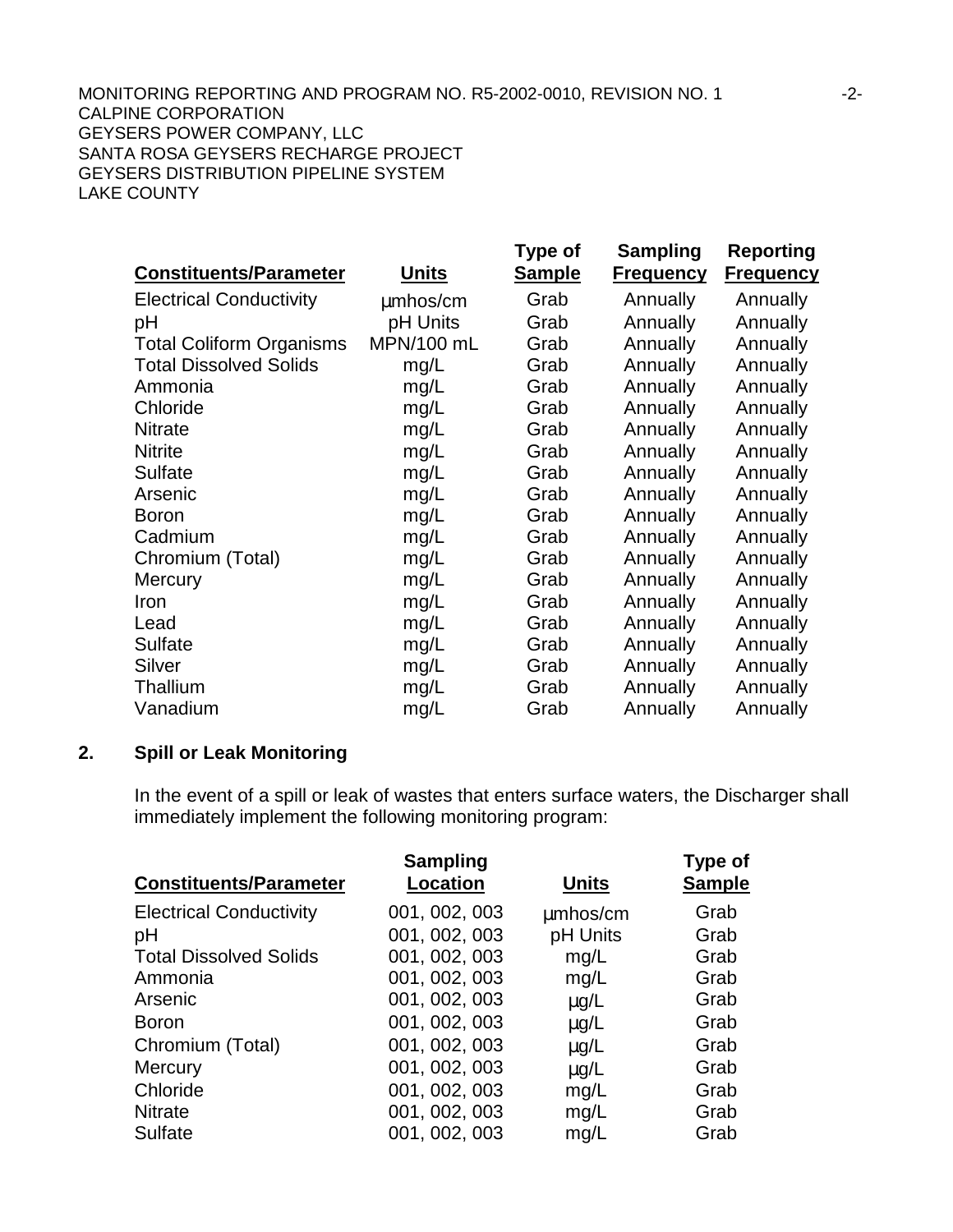| Constituents/Parameter | Units | Type of Sample | Sampling Frequency | Reporting Frequency |
|---|---|---|---|---|
| Electrical Conductivity | µmhos/cm | Grab | Annually | Annually |
| pH | pH Units | Grab | Annually | Annually |
| Total Coliform Organisms | MPN/100 mL | Grab | Annually | Annually |
| Total Dissolved Solids | mg/L | Grab | Annually | Annually |
| Ammonia | mg/L | Grab | Annually | Annually |
| Chloride | mg/L | Grab | Annually | Annually |
| Nitrate | mg/L | Grab | Annually | Annually |
| Nitrite | mg/L | Grab | Annually | Annually |
| Sulfate | mg/L | Grab | Annually | Annually |
| Arsenic | mg/L | Grab | Annually | Annually |
| Boron | mg/L | Grab | Annually | Annually |
| Cadmium | mg/L | Grab | Annually | Annually |
| Chromium (Total) | mg/L | Grab | Annually | Annually |
| Mercury | mg/L | Grab | Annually | Annually |
| Iron | mg/L | Grab | Annually | Annually |
| Lead | mg/L | Grab | Annually | Annually |
| Sulfate | mg/L | Grab | Annually | Annually |
| Silver | mg/L | Grab | Annually | Annually |
| Thallium | mg/L | Grab | Annually | Annually |
| Vanadium | mg/L | Grab | Annually | Annually |

**2. Spill or Leak Monitoring**

In the event of a spill or leak of wastes that enters surface waters, the Discharger shall immediately implement the following monitoring program:

| Constituents/Parameter | Sampling Location | Units | Type of Sample |
|---|---|---|---|
| Electrical Conductivity | 001, 002, 003 | µmhos/cm | Grab |
| pH | 001, 002, 003 | pH Units | Grab |
| Total Dissolved Solids | 001, 002, 003 | mg/L | Grab |
| Ammonia | 001, 002, 003 | mg/L | Grab |
| Arsenic | 001, 002, 003 | µg/L | Grab |
| Boron | 001, 002, 003 | µg/L | Grab |
| Chromium (Total) | 001, 002, 003 | µg/L | Grab |
| Mercury | 001, 002, 003 | µg/L | Grab |
| Chloride | 001, 002, 003 | mg/L | Grab |
| Nitrate | 001, 002, 003 | mg/L | Grab |
| Sulfate | 001, 002, 003 | mg/L | Grab |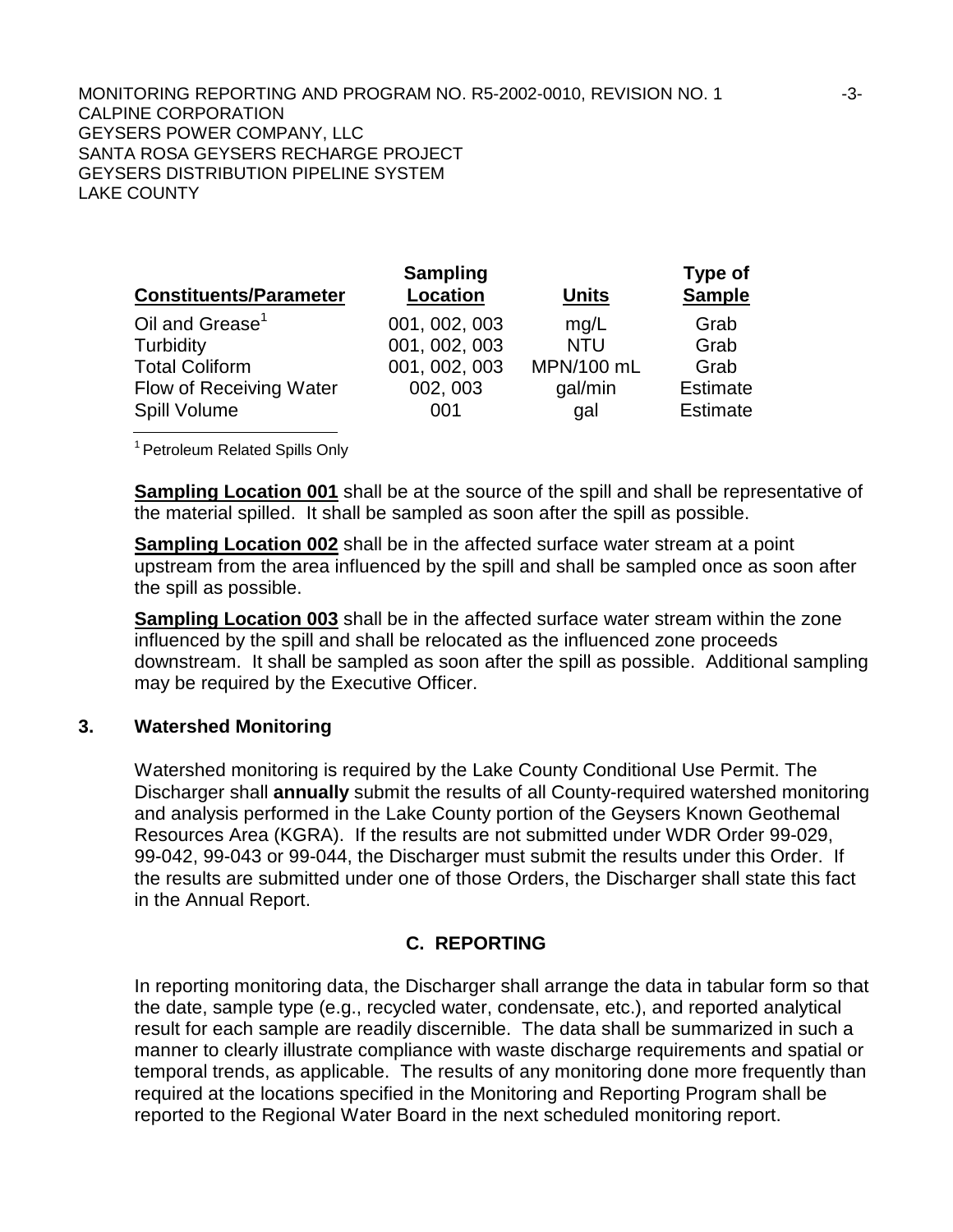| Constituents/Parameter | Sampling Location | Units | Type of Sample |
|---|---|---|---|
| Oil and Grease[1] | 001, 002, 003 | mg/L | Grab |
| Turbidity | 001, 002, 003 | NTU | Grab |
| Total Coliform | 001, 002, 003 | MPN/100 mL | Grab |
| Flow of Receiving Water | 002, 003 | gal/min | Estimate |
| Spill Volume | 001 | gal | Estimate |

[1] Petroleum Related Spills Only

**Sampling Location 001** shall be at the source of the spill and shall be representative of the material spilled. It shall be sampled as soon after the spill as possible.

**Sampling Location 002** shall be in the affected surface water stream at a point upstream from the area influenced by the spill and shall be sampled once as soon after the spill as possible.

**Sampling Location 003** shall be in the affected surface water stream within the zone influenced by the spill and shall be relocated as the influenced zone proceeds downstream. It shall be sampled as soon after the spill as possible. Additional sampling may be required by the Executive Officer.

### 3. Watershed Monitoring

Watershed monitoring is required by the Lake County Conditional Use Permit. The Discharger shall **annually** submit the results of all County-required watershed monitoring and analysis performed in the Lake County portion of the Geysers Known Geothemal Resources Area (KGRA). If the results are not submitted under WDR Order 99-029, 99-042, 99-043 or 99-044, the Discharger must submit the results under this Order. If the results are submitted under one of those Orders, the Discharger shall state this fact in the Annual Report.

## C. REPORTING

In reporting monitoring data, the Discharger shall arrange the data in tabular form so that the date, sample type (e.g., recycled water, condensate, etc.), and reported analytical result for each sample are readily discernible. The data shall be summarized in such a manner to clearly illustrate compliance with waste discharge requirements and spatial or temporal trends, as applicable. The results of any monitoring done more frequently than required at the locations specified in the Monitoring and Reporting Program shall be reported to the Regional Water Board in the next scheduled monitoring report.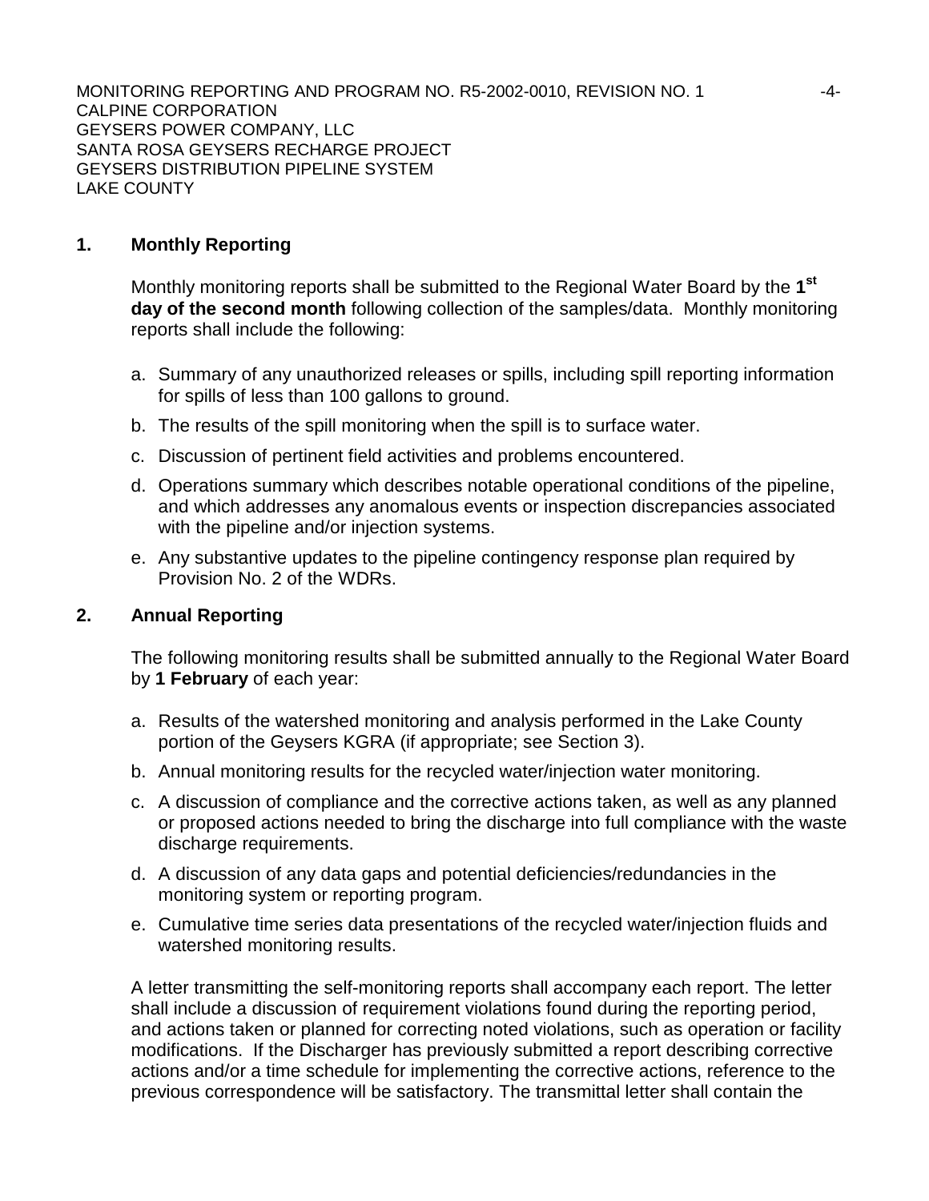## 1. Monthly Reporting

Monthly monitoring reports shall be submitted to the Regional Water Board by the **1st day of the second month** following collection of the samples/data. Monthly monitoring reports shall include the following:

a. Summary of any unauthorized releases or spills, including spill reporting information for spills of less than 100 gallons to ground.

b. The results of the spill monitoring when the spill is to surface water.

c. Discussion of pertinent field activities and problems encountered.

d. Operations summary which describes notable operational conditions of the pipeline, and which addresses any anomalous events or inspection discrepancies associated with the pipeline and/or injection systems.

e. Any substantive updates to the pipeline contingency response plan required by Provision No. 2 of the WDRs.

## 2. Annual Reporting

The following monitoring results shall be submitted annually to the Regional Water Board by **1 February** of each year:

a. Results of the watershed monitoring and analysis performed in the Lake County portion of the Geysers KGRA (if appropriate; see Section 3).

b. Annual monitoring results for the recycled water/injection water monitoring.

c. A discussion of compliance and the corrective actions taken, as well as any planned or proposed actions needed to bring the discharge into full compliance with the waste discharge requirements.

d. A discussion of any data gaps and potential deficiencies/redundancies in the monitoring system or reporting program.

e. Cumulative time series data presentations of the recycled water/injection fluids and watershed monitoring results.

A letter transmitting the self-monitoring reports shall accompany each report. The letter shall include a discussion of requirement violations found during the reporting period, and actions taken or planned for correcting noted violations, such as operation or facility modifications. If the Discharger has previously submitted a report describing corrective actions and/or a time schedule for implementing the corrective actions, reference to the previous correspondence will be satisfactory. The transmittal letter shall contain the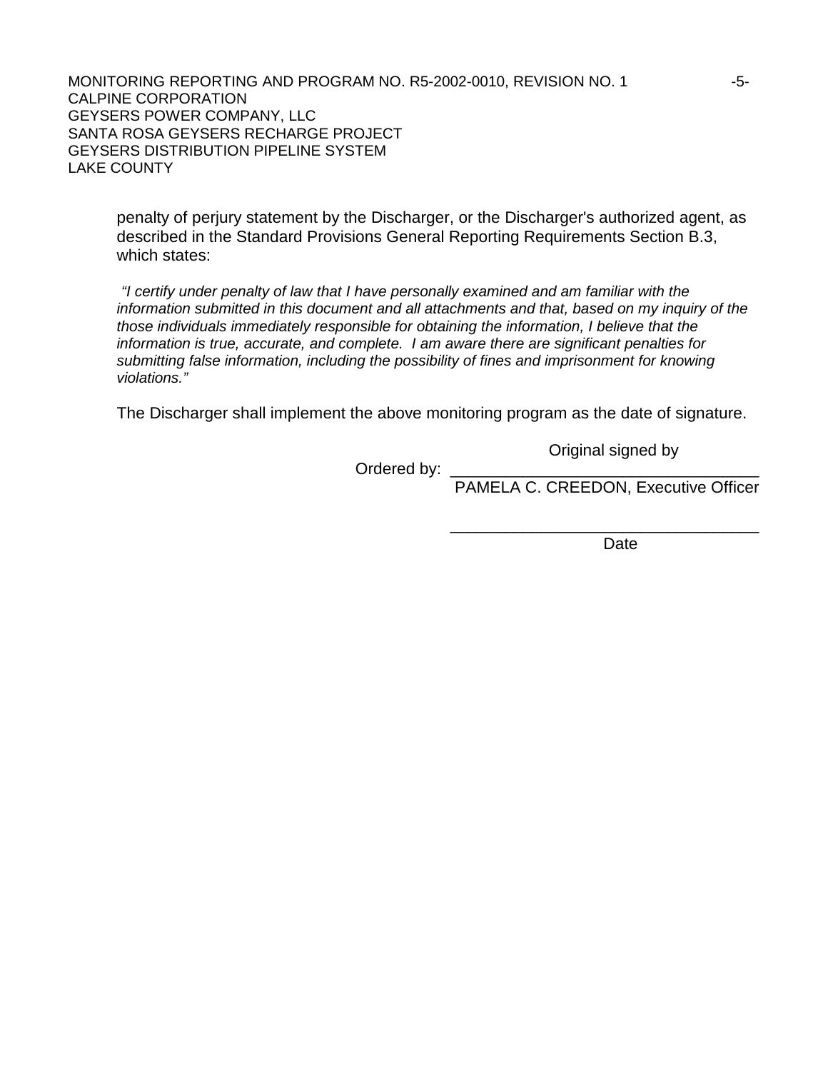penalty of perjury statement by the Discharger, or the Discharger's authorized agent, as described in the Standard Provisions General Reporting Requirements Section B.3, which states:

*"I certify under penalty of law that I have personally examined and am familiar with the information submitted in this document and all attachments and that, based on my inquiry of the those individuals immediately responsible for obtaining the information, I believe that the information is true, accurate, and complete. I am aware there are significant penalties for submitting false information, including the possibility of fines and imprisonment for knowing violations."*

The Discharger shall implement the above monitoring program as the date of signature.

Original signed by

Ordered by: ___________________________________

PAMELA C. CREEDON, Executive Officer

___________________________________

Date